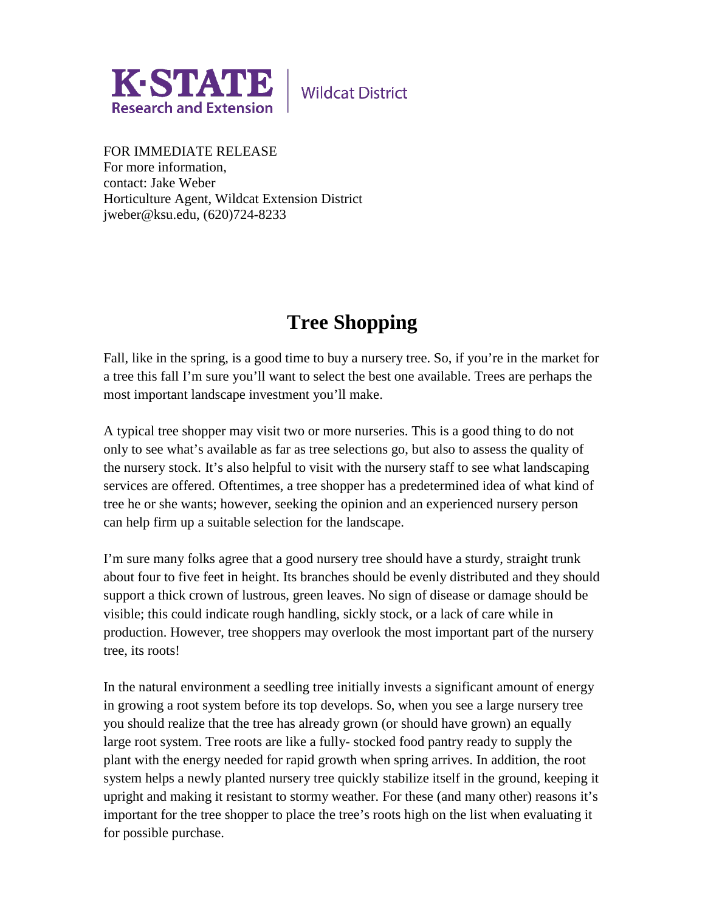K·STATE Research and Extension | Wildcat District

FOR IMMEDIATE RELEASE
For more information,
contact: Jake Weber
Horticulture Agent, Wildcat Extension District
jweber@ksu.edu, (620)724-8233

# Tree Shopping

Fall, like in the spring, is a good time to buy a nursery tree. So, if you're in the market for a tree this fall I'm sure you'll want to select the best one available. Trees are perhaps the most important landscape investment you'll make.

A typical tree shopper may visit two or more nurseries. This is a good thing to do not only to see what's available as far as tree selections go, but also to assess the quality of the nursery stock. It's also helpful to visit with the nursery staff to see what landscaping services are offered. Oftentimes, a tree shopper has a predetermined idea of what kind of tree he or she wants; however, seeking the opinion and an experienced nursery person can help firm up a suitable selection for the landscape.

I'm sure many folks agree that a good nursery tree should have a sturdy, straight trunk about four to five feet in height. Its branches should be evenly distributed and they should support a thick crown of lustrous, green leaves. No sign of disease or damage should be visible; this could indicate rough handling, sickly stock, or a lack of care while in production. However, tree shoppers may overlook the most important part of the nursery tree, its roots!

In the natural environment a seedling tree initially invests a significant amount of energy in growing a root system before its top develops. So, when you see a large nursery tree you should realize that the tree has already grown (or should have grown) an equally large root system. Tree roots are like a fully- stocked food pantry ready to supply the plant with the energy needed for rapid growth when spring arrives. In addition, the root system helps a newly planted nursery tree quickly stabilize itself in the ground, keeping it upright and making it resistant to stormy weather. For these (and many other) reasons it's important for the tree shopper to place the tree's roots high on the list when evaluating it for possible purchase.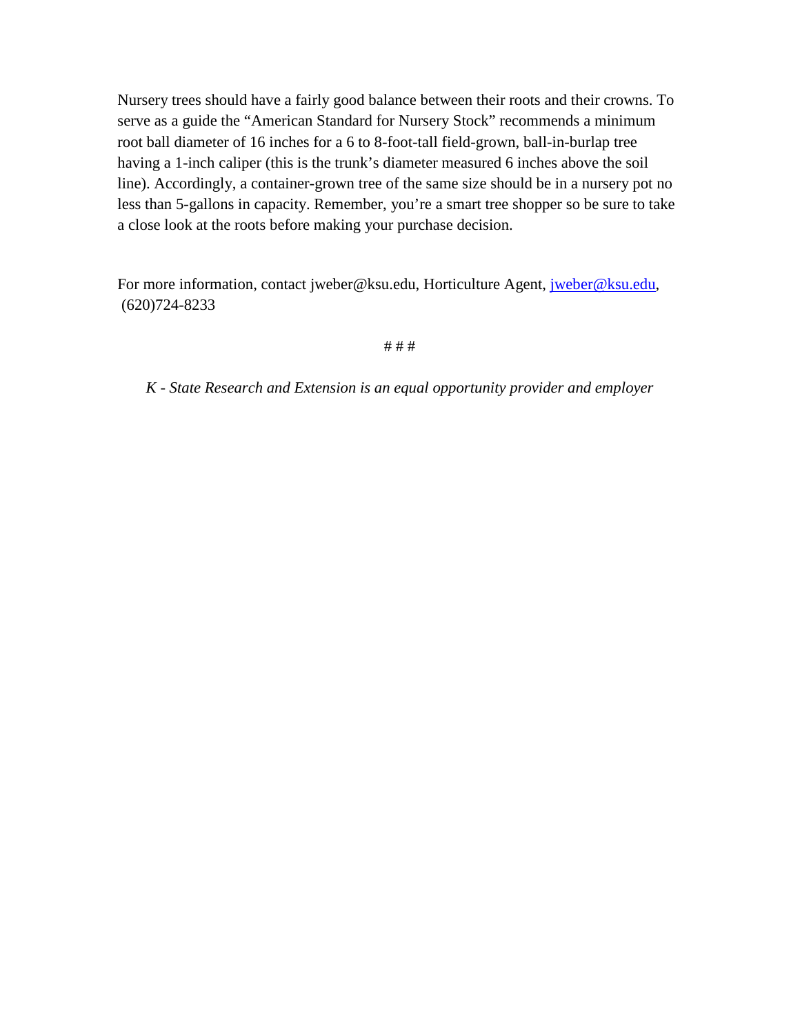Nursery trees should have a fairly good balance between their roots and their crowns. To serve as a guide the "American Standard for Nursery Stock" recommends a minimum root ball diameter of 16 inches for a 6 to 8-foot-tall field-grown, ball-in-burlap tree having a 1-inch caliper (this is the trunk's diameter measured 6 inches above the soil line). Accordingly, a container-grown tree of the same size should be in a nursery pot no less than 5-gallons in capacity. Remember, you're a smart tree shopper so be sure to take a close look at the roots before making your purchase decision.

For more information, contact jweber@ksu.edu, Horticulture Agent, [jweber@ksu.edu](mailto:jweber@ksu.edu), (620)724-8233

# # #

*K - State Research and Extension is an equal opportunity provider and employer*